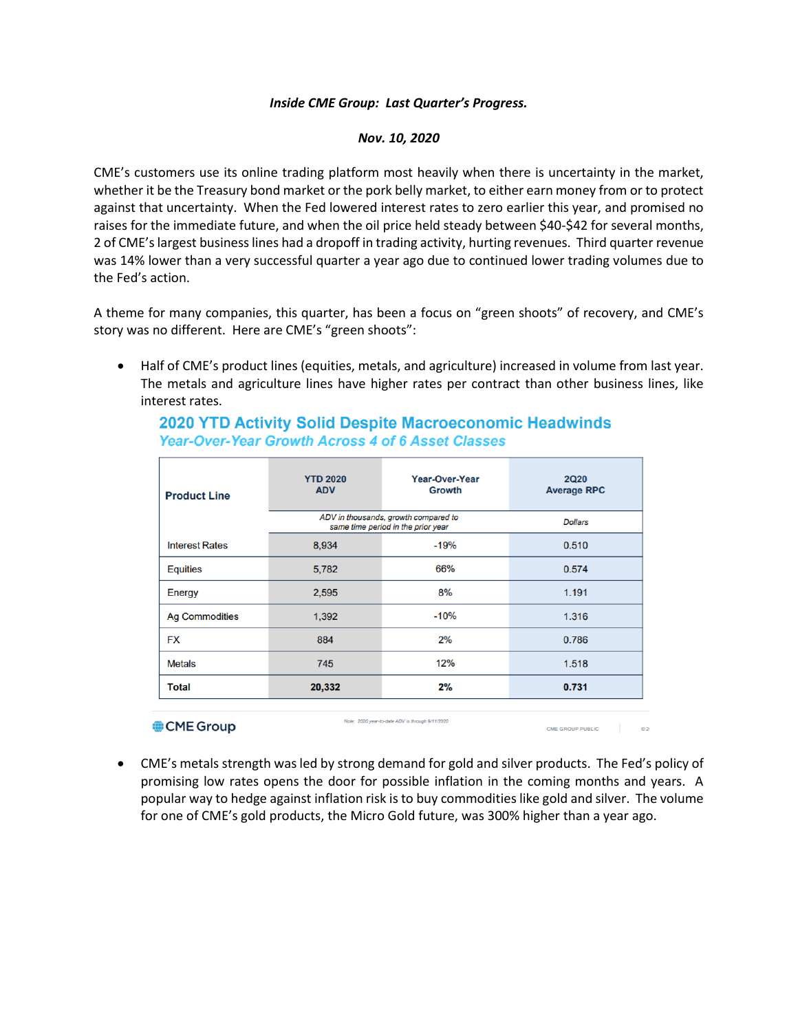***Inside CME Group: Last Quarter's Progress.***

***Nov. 10, 2020***

CME's customers use its online trading platform most heavily when there is uncertainty in the market, whether it be the Treasury bond market or the pork belly market, to either earn money from or to protect against that uncertainty. When the Fed lowered interest rates to zero earlier this year, and promised no raises for the immediate future, and when the oil price held steady between $40-$42 for several months, 2 of CME's largest business lines had a dropoff in trading activity, hurting revenues. Third quarter revenue was 14% lower than a very successful quarter a year ago due to continued lower trading volumes due to the Fed's action.

A theme for many companies, this quarter, has been a focus on "green shoots" of recovery, and CME's story was no different. Here are CME's "green shoots":

- Half of CME's product lines (equities, metals, and agriculture) increased in volume from last year. The metals and agriculture lines have higher rates per contract than other business lines, like interest rates.

**2020 YTD Activity Solid Despite Macroeconomic Headwinds**

***Year-Over-Year Growth Across 4 of 6 Asset Classes***

| Product Line | YTD 2020 ADV | Year-Over-Year Growth | 2Q20 Average RPC |
|---|---|---|---|
| | *ADV in thousands, growth compared to same time period in the prior year* | | *Dollars* |
| Interest Rates | 8,934 | -19% | 0.510 |
| Equities | 5,782 | 66% | 0.574 |
| Energy | 2,595 | 8% | 1.191 |
| Ag Commodities | 1,392 | -10% | 1.316 |
| FX | 884 | 2% | 0.786 |
| Metals | 745 | 12% | 1.518 |
| **Total** | **20,332** | **2%** | **0.731** |

Note: 2020 year-to-date ADV is through 9/11/2020

CME Group

- CME's metals strength was led by strong demand for gold and silver products. The Fed's policy of promising low rates opens the door for possible inflation in the coming months and years. A popular way to hedge against inflation risk is to buy commodities like gold and silver. The volume for one of CME's gold products, the Micro Gold future, was 300% higher than a year ago.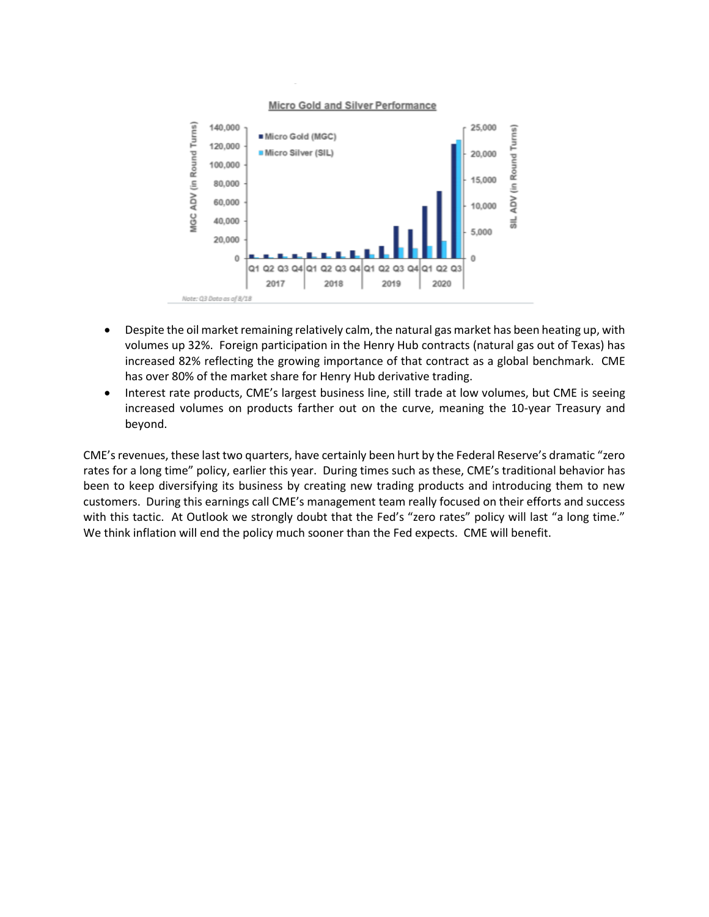Micro Gold and Silver Performance

MGC ADV (in Round Turns)

140,000
120,000
100,000
80,000
60,000
40,000
20,000
0

SIL ADV (in Round Turns)

25,000
20,000
15,000
10,000
5,000
0

Micro Gold (MGC)
Micro Silver (SIL)

Q1 Q2 Q3 Q4 Q1 Q2 Q3 Q4 Q1 Q2 Q3 Q4 Q1 Q2 Q3

2017 2018 2019 2020

Note: Q3 Data as of 8/18

- Despite the oil market remaining relatively calm, the natural gas market has been heating up, with volumes up 32%. Foreign participation in the Henry Hub contracts (natural gas out of Texas) has increased 82% reflecting the growing importance of that contract as a global benchmark. CME has over 80% of the market share for Henry Hub derivative trading.
- Interest rate products, CME's largest business line, still trade at low volumes, but CME is seeing increased volumes on products farther out on the curve, meaning the 10-year Treasury and beyond.

CME's revenues, these last two quarters, have certainly been hurt by the Federal Reserve's dramatic "zero rates for a long time" policy, earlier this year. During times such as these, CME's traditional behavior has been to keep diversifying its business by creating new trading products and introducing them to new customers. During this earnings call CME's management team really focused on their efforts and success with this tactic. At Outlook we strongly doubt that the Fed's "zero rates" policy will last "a long time." We think inflation will end the policy much sooner than the Fed expects. CME will benefit.